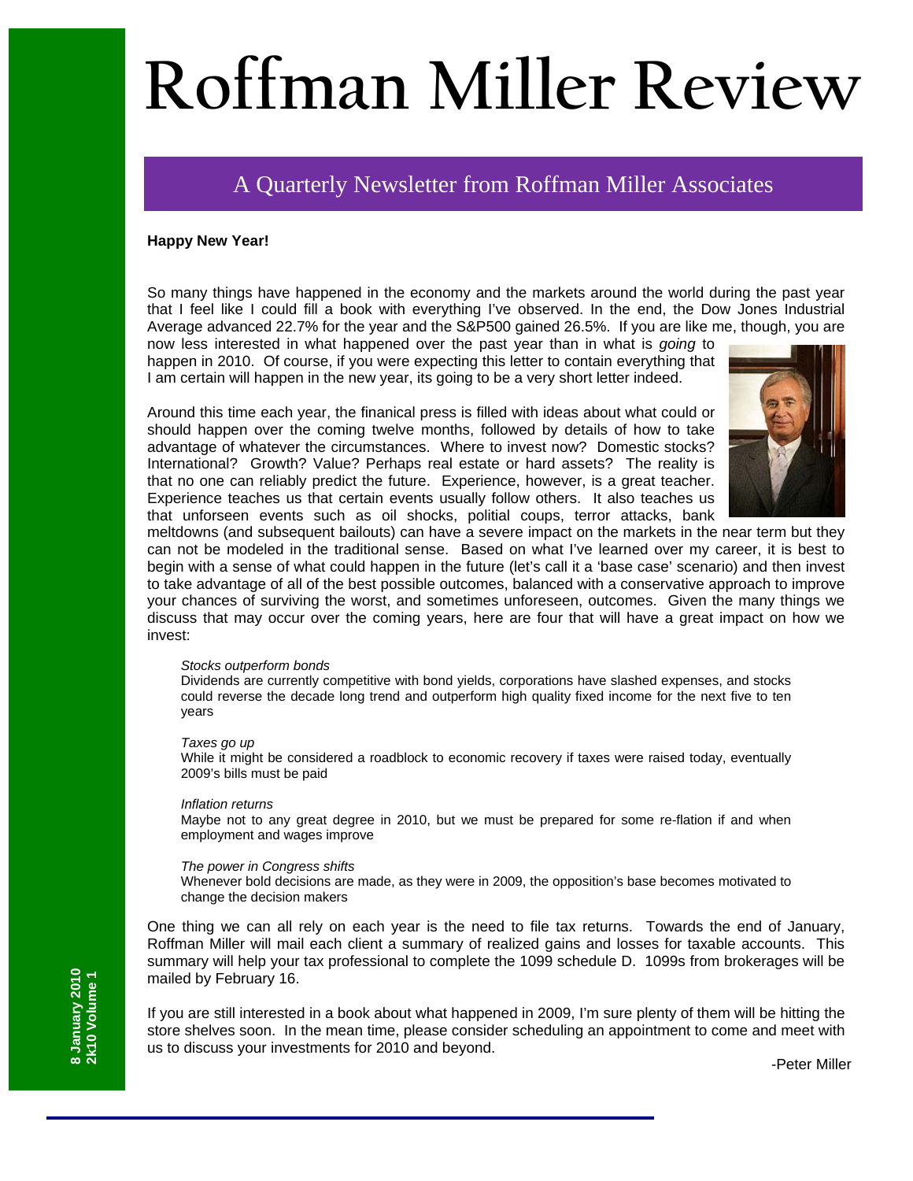# Roffman Miller Review

## A Quarterly Newsletter from Roffman Miller Associates

**Happy New Year!**

So many things have happened in the economy and the markets around the world during the past year that I feel like I could fill a book with everything I've observed. In the end, the Dow Jones Industrial Average advanced 22.7% for the year and the S&P500 gained 26.5%. If you are like me, though, you are now less interested in what happened over the past year than in what is *going* to happen in 2010. Of course, if you were expecting this letter to contain everything that I am certain will happen in the new year, its going to be a very short letter indeed.

Around this time each year, the finanical press is filled with ideas about what could or should happen over the coming twelve months, followed by details of how to take advantage of whatever the circumstances. Where to invest now? Domestic stocks? International? Growth? Value? Perhaps real estate or hard assets? The reality is that no one can reliably predict the future. Experience, however, is a great teacher. Experience teaches us that certain events usually follow others. It also teaches us that unforseen events such as oil shocks, politial coups, terror attacks, bank meltdowns (and subsequent bailouts) can have a severe impact on the markets in the near term but they can not be modeled in the traditional sense. Based on what I've learned over my career, it is best to begin with a sense of what could happen in the future (let's call it a 'base case' scenario) and then invest to take advantage of all of the best possible outcomes, balanced with a conservative approach to improve your chances of surviving the worst, and sometimes unforeseen, outcomes. Given the many things we discuss that may occur over the coming years, here are four that will have a great impact on how we invest:

*Stocks outperform bonds*
Dividends are currently competitive with bond yields, corporations have slashed expenses, and stocks could reverse the decade long trend and outperform high quality fixed income for the next five to ten years

*Taxes go up*
While it might be considered a roadblock to economic recovery if taxes were raised today, eventually 2009's bills must be paid

*Inflation returns*
Maybe not to any great degree in 2010, but we must be prepared for some re-flation if and when employment and wages improve

*The power in Congress shifts*
Whenever bold decisions are made, as they were in 2009, the opposition's base becomes motivated to change the decision makers

One thing we can all rely on each year is the need to file tax returns. Towards the end of January, Roffman Miller will mail each client a summary of realized gains and losses for taxable accounts. This summary will help your tax professional to complete the 1099 schedule D. 1099s from brokerages will be mailed by February 16.

If you are still interested in a book about what happened in 2009, I'm sure plenty of them will be hitting the store shelves soon. In the mean time, please consider scheduling an appointment to come and meet with us to discuss your investments for 2010 and beyond.

-Peter Miller

8 January 2010
2k10 Volume 1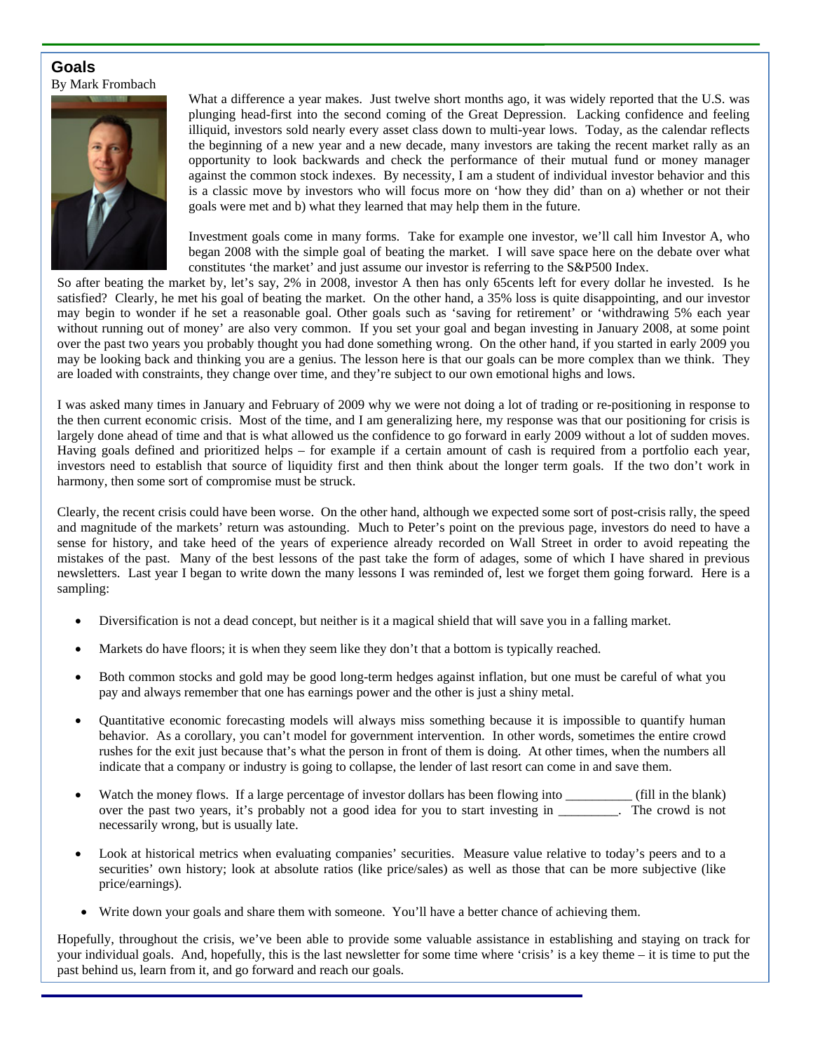## Goals

By Mark Frombach

What a difference a year makes. Just twelve short months ago, it was widely reported that the U.S. was plunging head-first into the second coming of the Great Depression. Lacking confidence and feeling illiquid, investors sold nearly every asset class down to multi-year lows. Today, as the calendar reflects the beginning of a new year and a new decade, many investors are taking the recent market rally as an opportunity to look backwards and check the performance of their mutual fund or money manager against the common stock indexes. By necessity, I am a student of individual investor behavior and this is a classic move by investors who will focus more on 'how they did' than on a) whether or not their goals were met and b) what they learned that may help them in the future.

Investment goals come in many forms. Take for example one investor, we'll call him Investor A, who began 2008 with the simple goal of beating the market. I will save space here on the debate over what constitutes 'the market' and just assume our investor is referring to the S&P500 Index. So after beating the market by, let's say, 2% in 2008, investor A then has only 65cents left for every dollar he invested. Is he satisfied? Clearly, he met his goal of beating the market. On the other hand, a 35% loss is quite disappointing, and our investor may begin to wonder if he set a reasonable goal. Other goals such as 'saving for retirement' or 'withdrawing 5% each year without running out of money' are also very common. If you set your goal and began investing in January 2008, at some point over the past two years you probably thought you had done something wrong. On the other hand, if you started in early 2009 you may be looking back and thinking you are a genius. The lesson here is that our goals can be more complex than we think. They are loaded with constraints, they change over time, and they're subject to our own emotional highs and lows.

I was asked many times in January and February of 2009 why we were not doing a lot of trading or re-positioning in response to the then current economic crisis. Most of the time, and I am generalizing here, my response was that our positioning for crisis is largely done ahead of time and that is what allowed us the confidence to go forward in early 2009 without a lot of sudden moves. Having goals defined and prioritized helps – for example if a certain amount of cash is required from a portfolio each year, investors need to establish that source of liquidity first and then think about the longer term goals. If the two don't work in harmony, then some sort of compromise must be struck.

Clearly, the recent crisis could have been worse. On the other hand, although we expected some sort of post-crisis rally, the speed and magnitude of the markets' return was astounding. Much to Peter's point on the previous page, investors do need to have a sense for history, and take heed of the years of experience already recorded on Wall Street in order to avoid repeating the mistakes of the past. Many of the best lessons of the past take the form of adages, some of which I have shared in previous newsletters. Last year I began to write down the many lessons I was reminded of, lest we forget them going forward. Here is a sampling:

- Diversification is not a dead concept, but neither is it a magical shield that will save you in a falling market.
- Markets do have floors; it is when they seem like they don't that a bottom is typically reached.
- Both common stocks and gold may be good long-term hedges against inflation, but one must be careful of what you pay and always remember that one has earnings power and the other is just a shiny metal.
- Quantitative economic forecasting models will always miss something because it is impossible to quantify human behavior. As a corollary, you can't model for government intervention. In other words, sometimes the entire crowd rushes for the exit just because that's what the person in front of them is doing. At other times, when the numbers all indicate that a company or industry is going to collapse, the lender of last resort can come in and save them.
- Watch the money flows. If a large percentage of investor dollars has been flowing into __________ (fill in the blank) over the past two years, it's probably not a good idea for you to start investing in _________. The crowd is not necessarily wrong, but is usually late.
- Look at historical metrics when evaluating companies' securities. Measure value relative to today's peers and to a securities' own history; look at absolute ratios (like price/sales) as well as those that can be more subjective (like price/earnings).
- Write down your goals and share them with someone. You'll have a better chance of achieving them.

Hopefully, throughout the crisis, we've been able to provide some valuable assistance in establishing and staying on track for your individual goals. And, hopefully, this is the last newsletter for some time where 'crisis' is a key theme – it is time to put the past behind us, learn from it, and go forward and reach our goals.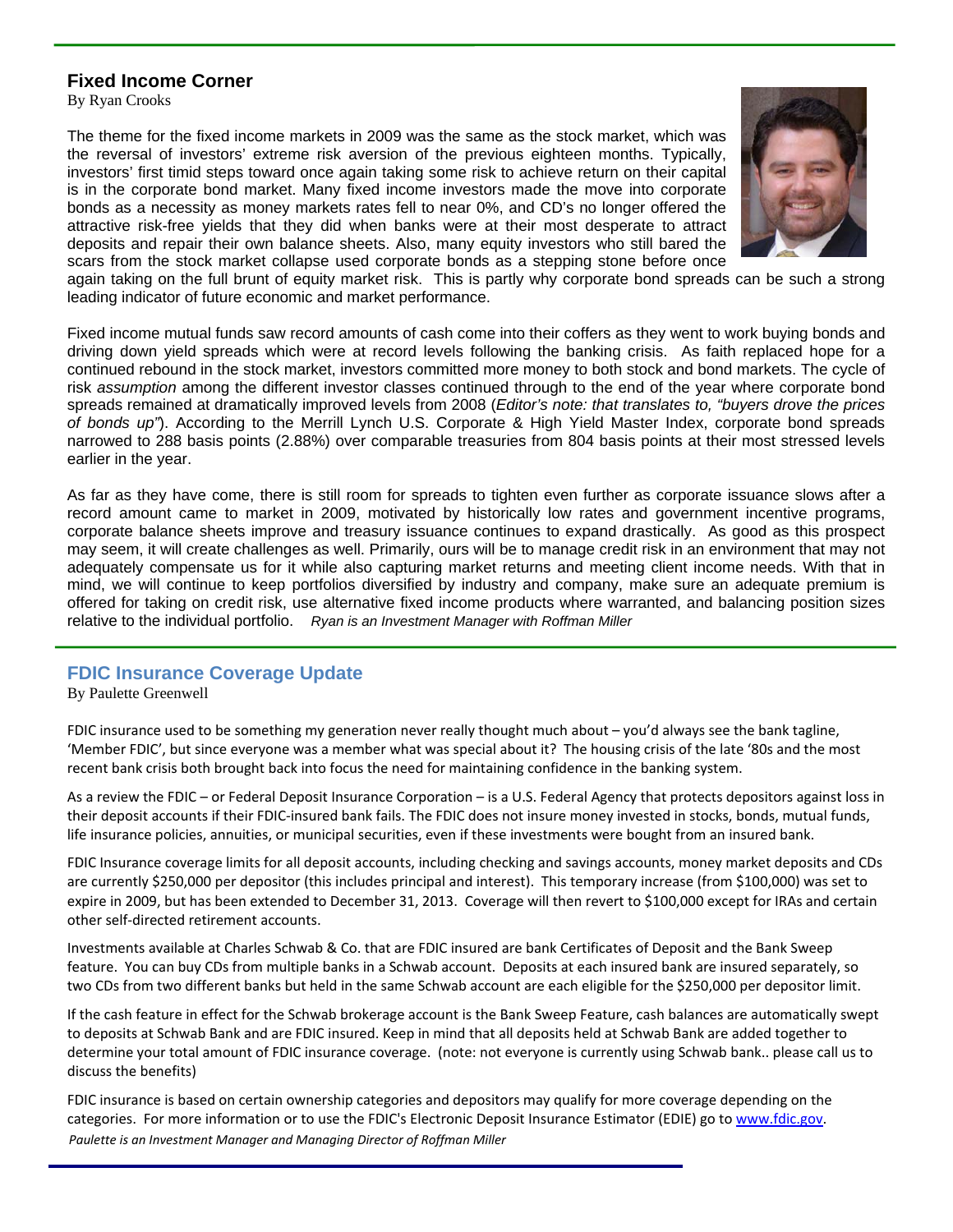## Fixed Income Corner

By Ryan Crooks

The theme for the fixed income markets in 2009 was the same as the stock market, which was the reversal of investors' extreme risk aversion of the previous eighteen months. Typically, investors' first timid steps toward once again taking some risk to achieve return on their capital is in the corporate bond market. Many fixed income investors made the move into corporate bonds as a necessity as money markets rates fell to near 0%, and CD's no longer offered the attractive risk-free yields that they did when banks were at their most desperate to attract deposits and repair their own balance sheets. Also, many equity investors who still bared the scars from the stock market collapse used corporate bonds as a stepping stone before once again taking on the full brunt of equity market risk. This is partly why corporate bond spreads can be such a strong leading indicator of future economic and market performance.

Fixed income mutual funds saw record amounts of cash come into their coffers as they went to work buying bonds and driving down yield spreads which were at record levels following the banking crisis. As faith replaced hope for a continued rebound in the stock market, investors committed more money to both stock and bond markets. The cycle of risk *assumption* among the different investor classes continued through to the end of the year where corporate bond spreads remained at dramatically improved levels from 2008 (*Editor's note: that translates to, "buyers drove the prices of bonds up"*). According to the Merrill Lynch U.S. Corporate & High Yield Master Index, corporate bond spreads narrowed to 288 basis points (2.88%) over comparable treasuries from 804 basis points at their most stressed levels earlier in the year.

As far as they have come, there is still room for spreads to tighten even further as corporate issuance slows after a record amount came to market in 2009, motivated by historically low rates and government incentive programs, corporate balance sheets improve and treasury issuance continues to expand drastically. As good as this prospect may seem, it will create challenges as well. Primarily, ours will be to manage credit risk in an environment that may not adequately compensate us for it while also capturing market returns and meeting client income needs. With that in mind, we will continue to keep portfolios diversified by industry and company, make sure an adequate premium is offered for taking on credit risk, use alternative fixed income products where warranted, and balancing position sizes relative to the individual portfolio. *Ryan is an Investment Manager with Roffman Miller*

## FDIC Insurance Coverage Update

By Paulette Greenwell

FDIC insurance used to be something my generation never really thought much about – you'd always see the bank tagline, 'Member FDIC', but since everyone was a member what was special about it? The housing crisis of the late '80s and the most recent bank crisis both brought back into focus the need for maintaining confidence in the banking system.

As a review the FDIC – or Federal Deposit Insurance Corporation – is a U.S. Federal Agency that protects depositors against loss in their deposit accounts if their FDIC-insured bank fails. The FDIC does not insure money invested in stocks, bonds, mutual funds, life insurance policies, annuities, or municipal securities, even if these investments were bought from an insured bank.

FDIC Insurance coverage limits for all deposit accounts, including checking and savings accounts, money market deposits and CDs are currently $250,000 per depositor (this includes principal and interest). This temporary increase (from $100,000) was set to expire in 2009, but has been extended to December 31, 2013. Coverage will then revert to $100,000 except for IRAs and certain other self-directed retirement accounts.

Investments available at Charles Schwab & Co. that are FDIC insured are bank Certificates of Deposit and the Bank Sweep feature. You can buy CDs from multiple banks in a Schwab account. Deposits at each insured bank are insured separately, so two CDs from two different banks but held in the same Schwab account are each eligible for the $250,000 per depositor limit.

If the cash feature in effect for the Schwab brokerage account is the Bank Sweep Feature, cash balances are automatically swept to deposits at Schwab Bank and are FDIC insured. Keep in mind that all deposits held at Schwab Bank are added together to determine your total amount of FDIC insurance coverage. (note: not everyone is currently using Schwab bank.. please call us to discuss the benefits)

FDIC insurance is based on certain ownership categories and depositors may qualify for more coverage depending on the categories. For more information or to use the FDIC's Electronic Deposit Insurance Estimator (EDIE) go to www.fdic.gov.

*Paulette is an Investment Manager and Managing Director of Roffman Miller*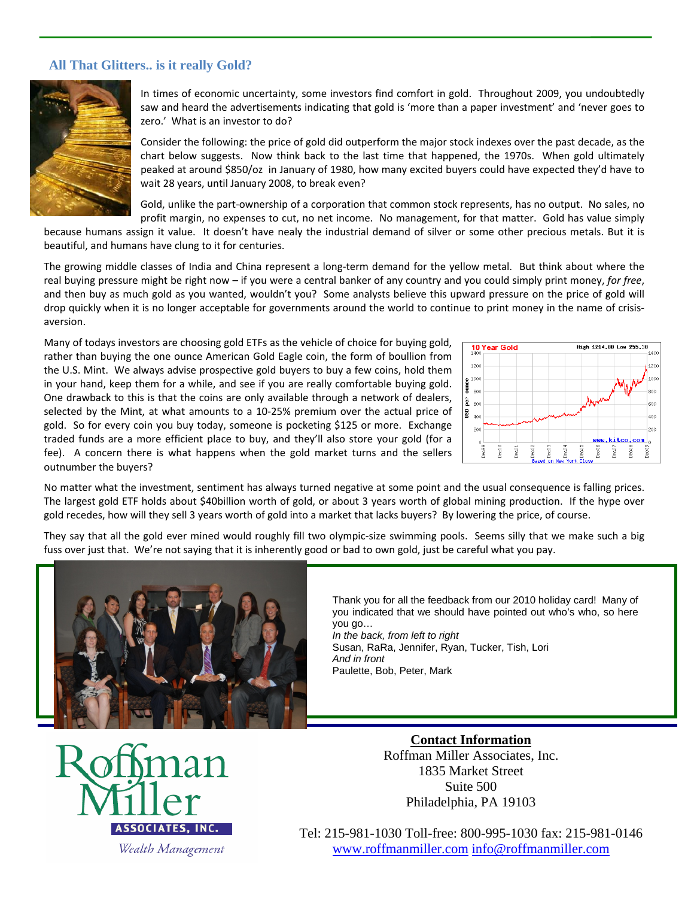## All That Glitters.. is it really Gold?

In times of economic uncertainty, some investors find comfort in gold. Throughout 2009, you undoubtedly saw and heard the advertisements indicating that gold is 'more than a paper investment' and 'never goes to zero.' What is an investor to do?

Consider the following: the price of gold did outperform the major stock indexes over the past decade, as the chart below suggests. Now think back to the last time that happened, the 1970s. When gold ultimately peaked at around $850/oz in January of 1980, how many excited buyers could have expected they'd have to wait 28 years, until January 2008, to break even?

Gold, unlike the part-ownership of a corporation that common stock represents, has no output. No sales, no profit margin, no expenses to cut, no net income. No management, for that matter. Gold has value simply because humans assign it value. It doesn't have nealy the industrial demand of silver or some other precious metals. But it is beautiful, and humans have clung to it for centuries.

The growing middle classes of India and China represent a long-term demand for the yellow metal. But think about where the real buying pressure might be right now – if you were a central banker of any country and you could simply print money, *for free*, and then buy as much gold as you wanted, wouldn't you? Some analysts believe this upward pressure on the price of gold will drop quickly when it is no longer acceptable for governments around the world to continue to print money in the name of crisis-aversion.

Many of todays investors are choosing gold ETFs as the vehicle of choice for buying gold, rather than buying the one ounce American Gold Eagle coin, the form of boullion from the U.S. Mint. We always advise prospective gold buyers to buy a few coins, hold them in your hand, keep them for a while, and see if you are really comfortable buying gold. One drawback to this is that the coins are only available through a network of dealers, selected by the Mint, at what amounts to a 10-25% premium over the actual price of gold. So for every coin you buy today, someone is pocketing $125 or more. Exchange traded funds are a more efficient place to buy, and they'll also store your gold (for a fee). A concern there is what happens when the gold market turns and the sellers outnumber the buyers?

10 Year Gold
High 1214.80 Low 255.30
USD per ounce
www.kitco.com
Based on New York Close

No matter what the investment, sentiment has always turned negative at some point and the usual consequence is falling prices. The largest gold ETF holds about $40billion worth of gold, or about 3 years worth of global mining production. If the hype over gold recedes, how will they sell 3 years worth of gold into a market that lacks buyers? By lowering the price, of course.

They say that all the gold ever mined would roughly fill two olympic-size swimming pools. Seems silly that we make such a big fuss over just that. We're not saying that it is inherently good or bad to own gold, just be careful what you pay.

Thank you for all the feedback from our 2010 holiday card! Many of you indicated that we should have pointed out who's who, so here you go…
*In the back, from left to right*
Susan, RaRa, Jennifer, Ryan, Tucker, Tish, Lori
*And in front*
Paulette, Bob, Peter, Mark

Roffman Miller ASSOCIATES, INC.
*Wealth Management*

**Contact Information**

Roffman Miller Associates, Inc.
1835 Market Street
Suite 500
Philadelphia, PA 19103

Tel: 215-981-1030 Toll-free: 800-995-1030 fax: 215-981-0146
www.roffmanmiller.com info@roffmanmiller.com